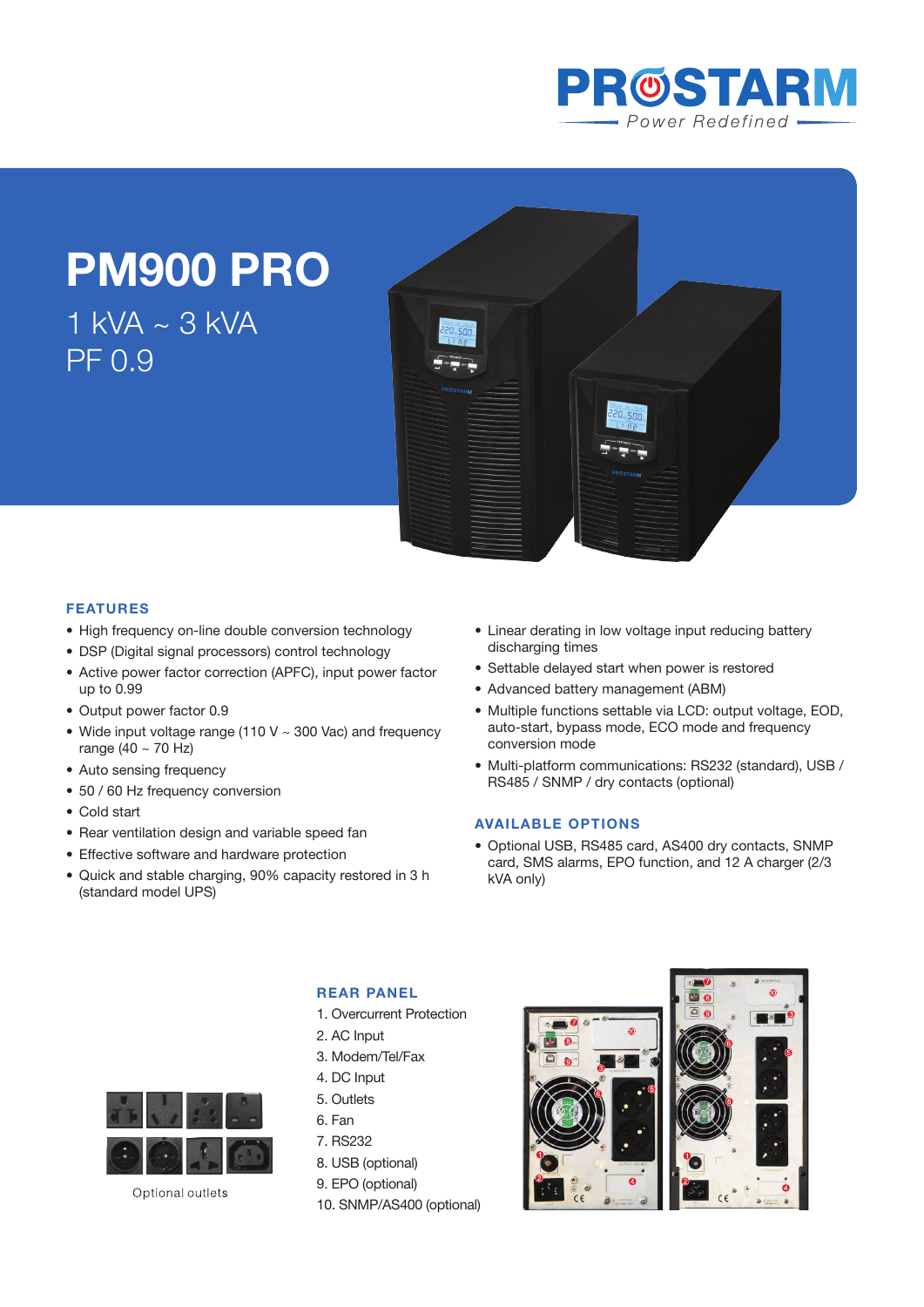# PM900 PRO

1 kVA ~ 3 kVA

PF 0.9

## FEATURES

- High frequency on-line double conversion technology
- DSP (Digital signal processors) control technology
- Active power factor correction (APFC), input power factor up to 0.99
- Output power factor 0.9
- Wide input voltage range (110 V ~ 300 Vac) and frequency range (40 ~ 70 Hz)
- Auto sensing frequency
- 50 / 60 Hz frequency conversion
- Cold start
- Rear ventilation design and variable speed fan
- Effective software and hardware protection
- Quick and stable charging, 90% capacity restored in 3 h (standard model UPS)
- Linear derating in low voltage input reducing battery discharging times
- Settable delayed start when power is restored
- Advanced battery management (ABM)
- Multiple functions settable via LCD: output voltage, EOD, auto-start, bypass mode, ECO mode and frequency conversion mode
- Multi-platform communications: RS232 (standard), USB / RS485 / SNMP / dry contacts (optional)

## AVAILABLE OPTIONS

- Optional USB, RS485 card, AS400 dry contacts, SNMP card, SMS alarms, EPO function, and 12 A charger (2/3 kVA only)

Optional outlets

## REAR PANEL

1. Overcurrent Protection
2. AC Input
3. Modem/Tel/Fax
4. DC Input
5. Outlets
6. Fan
7. RS232
8. USB (optional)
9. EPO (optional)
10. SNMP/AS400 (optional)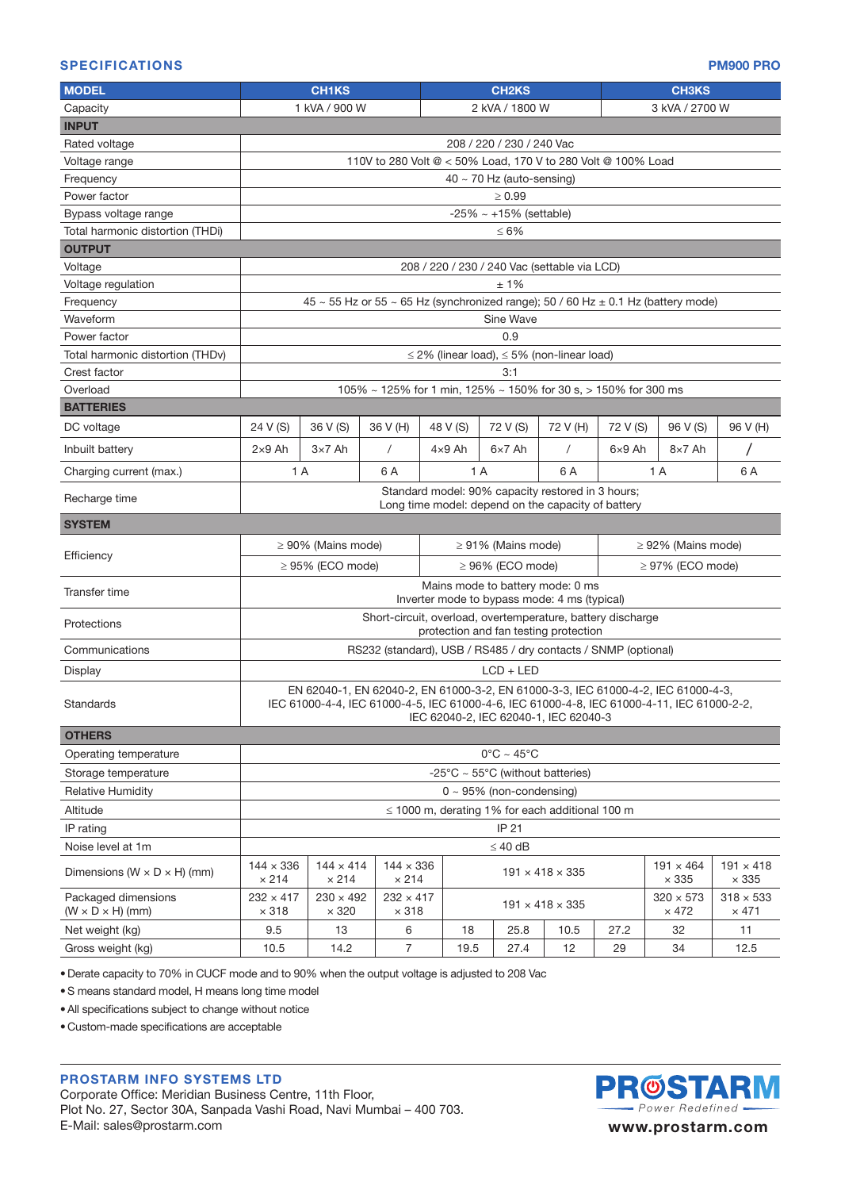## SPECIFICATIONS

**PM900 PRO**

| MODEL | CH1KS | | | CH2KS | | | CH3KS | | |
|---|---|---|---|---|---|---|---|---|---|
| Capacity | 1 kVA / 900 W | | | 2 kVA / 1800 W | | | 3 kVA / 2700 W | | |
| **INPUT** | | | | | | | | | |
| Rated voltage | 208 / 220 / 230 / 240 Vac | | | | | | | | |
| Voltage range | 110V to 280 Volt @ < 50% Load, 170 V to 280 Volt @ 100% Load | | | | | | | | |
| Frequency | 40 ~ 70 Hz (auto-sensing) | | | | | | | | |
| Power factor | ≥ 0.99 | | | | | | | | |
| Bypass voltage range | -25% ~ +15% (settable) | | | | | | | | |
| Total harmonic distortion (THDi) | ≤ 6% | | | | | | | | |
| **OUTPUT** | | | | | | | | | |
| Voltage | 208 / 220 / 230 / 240 Vac (settable via LCD) | | | | | | | | |
| Voltage regulation | ± 1% | | | | | | | | |
| Frequency | 45 ~ 55 Hz or 55 ~ 65 Hz (synchronized range); 50 / 60 Hz ± 0.1 Hz (battery mode) | | | | | | | | |
| Waveform | Sine Wave | | | | | | | | |
| Power factor | 0.9 | | | | | | | | |
| Total harmonic distortion (THDv) | ≤ 2% (linear load), ≤ 5% (non-linear load) | | | | | | | | |
| Crest factor | 3:1 | | | | | | | | |
| Overload | 105% ~ 125% for 1 min, 125% ~ 150% for 30 s, > 150% for 300 ms | | | | | | | | |
| **BATTERIES** | | | | | | | | | |
| DC voltage | 24 V (S) | 36 V (S) | 36 V (H) | 48 V (S) | 72 V (S) | 72 V (H) | 72 V (S) | 96 V (S) | 96 V (H) |
| Inbuilt battery | 2×9 Ah | 3×7 Ah | / | 4×9 Ah | 6×7 Ah | / | 6×9 Ah | 8×7 Ah | / |
| Charging current (max.) | 1 A | | 6 A | 1 A | | 6 A | 1 A | | 6 A |
| Recharge time | Standard model: 90% capacity restored in 3 hours; Long time model: depend on the capacity of battery | | | | | | | | |
| **SYSTEM** | | | | | | | | | |
| Efficiency | ≥ 90% (Mains mode) | | | ≥ 91% (Mains mode) | | | ≥ 92% (Mains mode) | | |
| | ≥ 95% (ECO mode) | | | ≥ 96% (ECO mode) | | | ≥ 97% (ECO mode) | | |
| Transfer time | Mains mode to battery mode: 0 ms<br>Inverter mode to bypass mode: 4 ms (typical) | | | | | | | | |
| Protections | Short-circuit, overload, overtemperature, battery discharge protection and fan testing protection | | | | | | | | |
| Communications | RS232 (standard), USB / RS485 / dry contacts / SNMP (optional) | | | | | | | | |
| Display | LCD + LED | | | | | | | | |
| Standards | EN 62040-1, EN 62040-2, EN 61000-3-2, EN 61000-3-3, IEC 61000-4-2, IEC 61000-4-3, IEC 61000-4-4, IEC 61000-4-5, IEC 61000-4-6, IEC 61000-4-8, IEC 61000-4-11, IEC 61000-2-2, IEC 62040-2, IEC 62040-1, IEC 62040-3 | | | | | | | | |
| **OTHERS** | | | | | | | | | |
| Operating temperature | 0°C ~ 45°C | | | | | | | | |
| Storage temperature | -25°C ~ 55°C (without batteries) | | | | | | | | |
| Relative Humidity | 0 ~ 95% (non-condensing) | | | | | | | | |
| Altitude | ≤ 1000 m, derating 1% for each additional 100 m | | | | | | | | |
| IP rating | IP 21 | | | | | | | | |
| Noise level at 1m | ≤ 40 dB | | | | | | | | |
| Dimensions (W × D × H) (mm) | 144 × 336 × 214 | 144 × 414 × 214 | 144 × 336 × 214 | 191 × 418 × 335 | | | | 191 × 464 × 335 | 191 × 418 × 335 |
| Packaged dimensions (W × D × H) (mm) | 232 × 417 × 318 | 230 × 492 × 320 | 232 × 417 × 318 | 191 × 418 × 335 | | | | 320 × 573 × 472 | 318 × 533 × 471 |
| Net weight (kg) | 9.5 | 13 | 6 | 18 | 25.8 | 10.5 | 27.2 | 32 | 11 |
| Gross weight (kg) | 10.5 | 14.2 | 7 | 19.5 | 27.4 | 12 | 29 | 34 | 12.5 |

- Derate capacity to 70% in CUCF mode and to 90% when the output voltage is adjusted to 208 Vac
- S means standard model, H means long time model
- All specifications subject to change without notice
- Custom-made specifications are acceptable

**PROSTARM INFO SYSTEMS LTD**
Corporate Office: Meridian Business Centre, 11th Floor,
Plot No. 27, Sector 30A, Sanpada Vashi Road, Navi Mumbai – 400 703.
E-Mail: sales@prostarm.com

PROSTARM
Power Redefined
www.prostarm.com